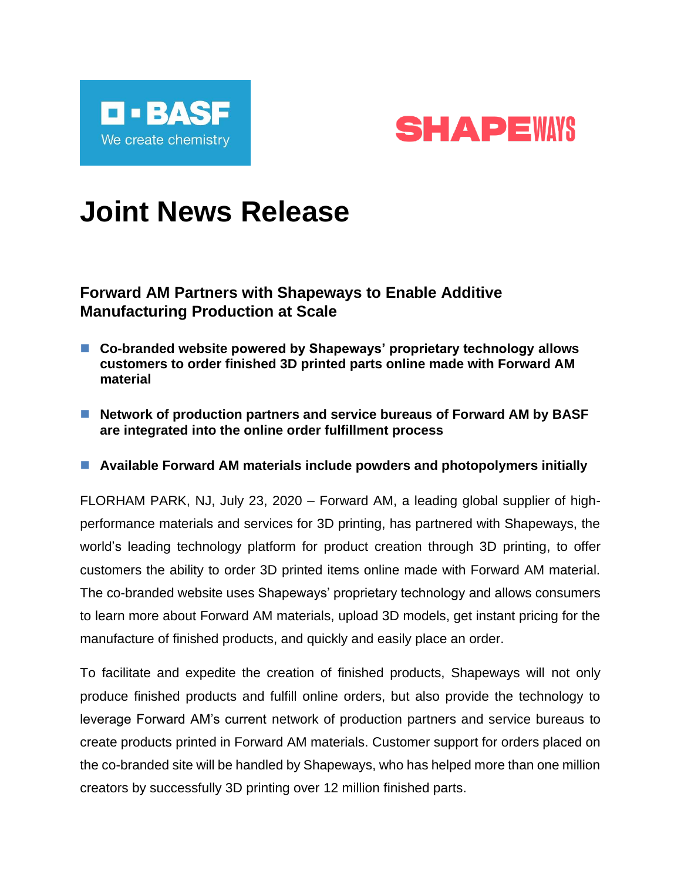# Joint News Release

## Forward AM Partners with Shapeways to Enable Additive Manufacturing Production at Scale

- **Co-branded website powered by Shapeways' proprietary technology allows customers to order finished 3D printed parts online made with Forward AM material**
- **Network of production partners and service bureaus of Forward AM by BASF are integrated into the online order fulfillment process**
- **Available Forward AM materials include powders and photopolymers initially**

FLORHAM PARK, NJ, July 23, 2020 – Forward AM, a leading global supplier of high-performance materials and services for 3D printing, has partnered with Shapeways, the world's leading technology platform for product creation through 3D printing, to offer customers the ability to order 3D printed items online made with Forward AM material. The co-branded website uses Shapeways' proprietary technology and allows consumers to learn more about Forward AM materials, upload 3D models, get instant pricing for the manufacture of finished products, and quickly and easily place an order.

To facilitate and expedite the creation of finished products, Shapeways will not only produce finished products and fulfill online orders, but also provide the technology to leverage Forward AM's current network of production partners and service bureaus to create products printed in Forward AM materials. Customer support for orders placed on the co-branded site will be handled by Shapeways, who has helped more than one million creators by successfully 3D printing over 12 million finished parts.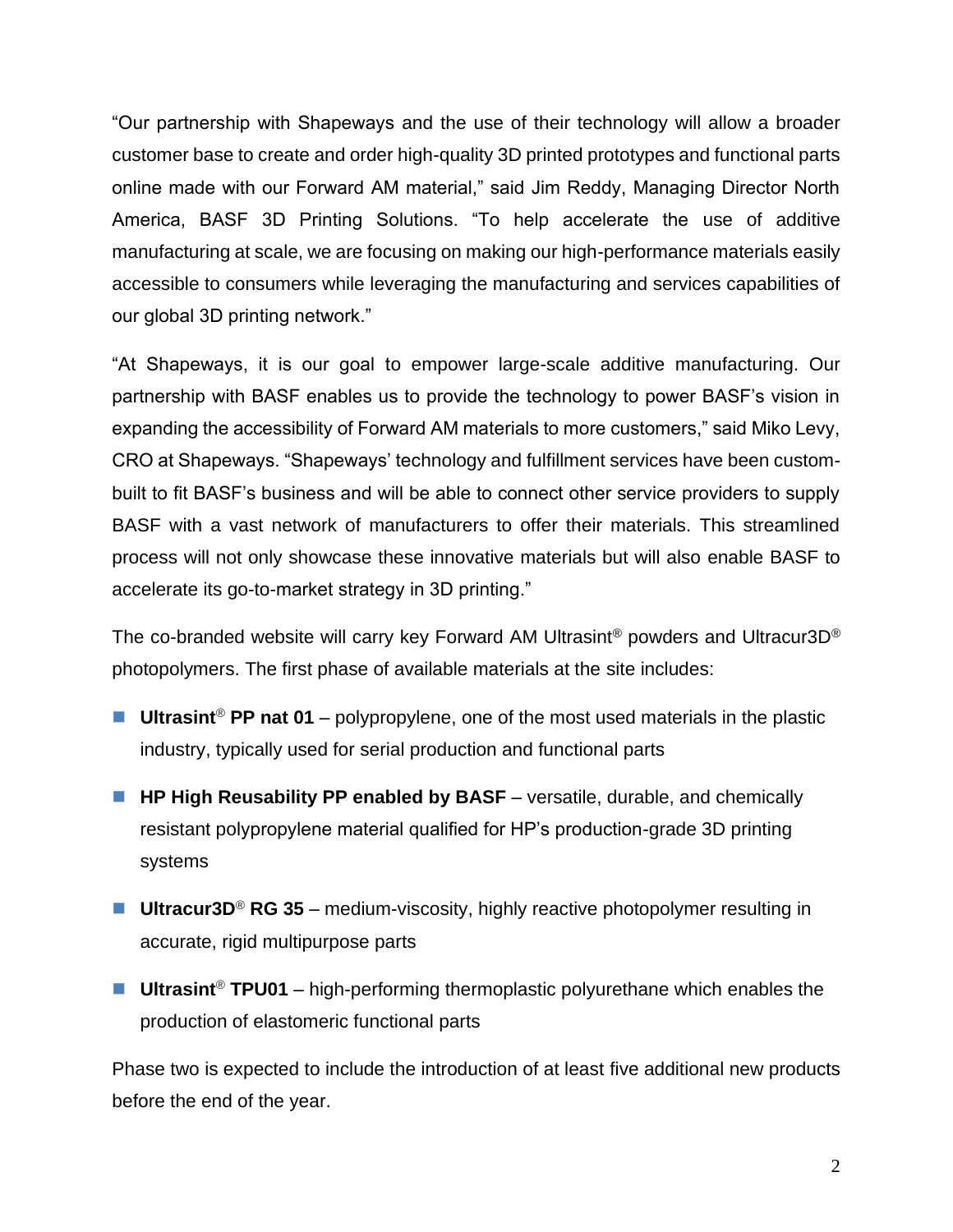"Our partnership with Shapeways and the use of their technology will allow a broader customer base to create and order high-quality 3D printed prototypes and functional parts online made with our Forward AM material," said Jim Reddy, Managing Director North America, BASF 3D Printing Solutions. "To help accelerate the use of additive manufacturing at scale, we are focusing on making our high-performance materials easily accessible to consumers while leveraging the manufacturing and services capabilities of our global 3D printing network."

"At Shapeways, it is our goal to empower large-scale additive manufacturing. Our partnership with BASF enables us to provide the technology to power BASF's vision in expanding the accessibility of Forward AM materials to more customers," said Miko Levy, CRO at Shapeways. "Shapeways' technology and fulfillment services have been custom-built to fit BASF's business and will be able to connect other service providers to supply BASF with a vast network of manufacturers to offer their materials. This streamlined process will not only showcase these innovative materials but will also enable BASF to accelerate its go-to-market strategy in 3D printing."

The co-branded website will carry key Forward AM Ultrasint® powders and Ultracur3D® photopolymers. The first phase of available materials at the site includes:

- **Ultrasint® PP nat 01** – polypropylene, one of the most used materials in the plastic industry, typically used for serial production and functional parts
- **HP High Reusability PP enabled by BASF** – versatile, durable, and chemically resistant polypropylene material qualified for HP's production-grade 3D printing systems
- **Ultracur3D® RG 35** – medium-viscosity, highly reactive photopolymer resulting in accurate, rigid multipurpose parts
- **Ultrasint® TPU01** – high-performing thermoplastic polyurethane which enables the production of elastomeric functional parts

Phase two is expected to include the introduction of at least five additional new products before the end of the year.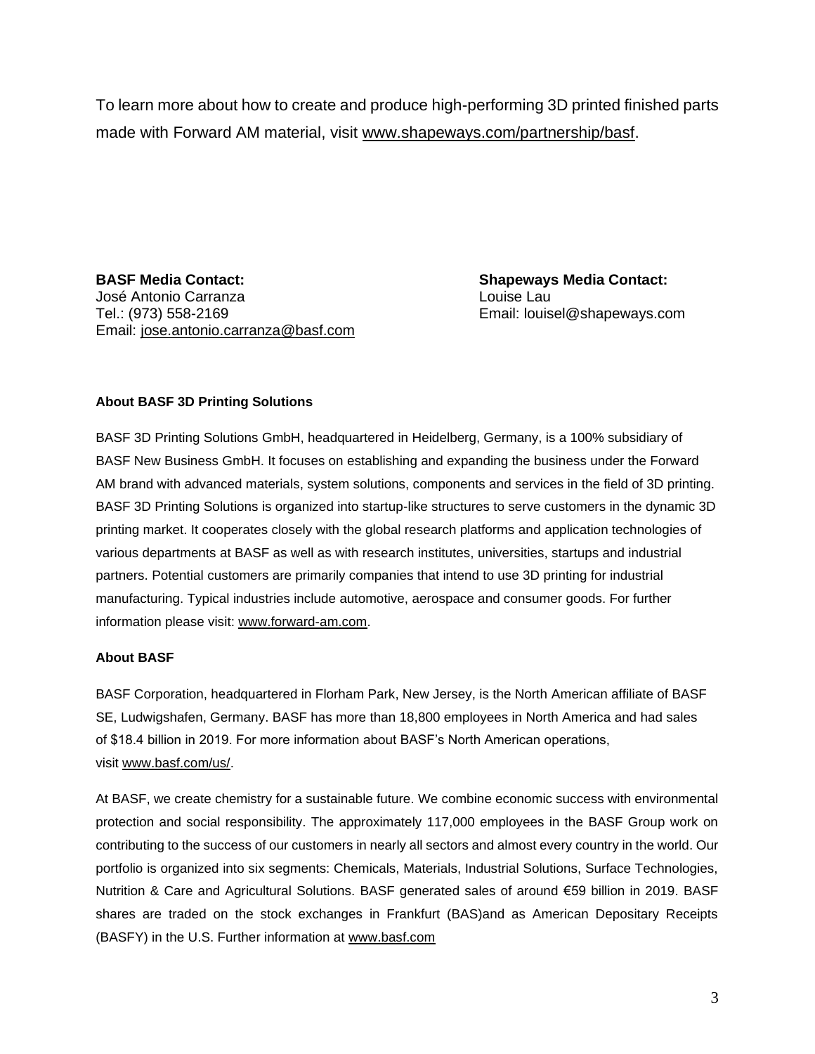To learn more about how to create and produce high-performing 3D printed finished parts made with Forward AM material, visit www.shapeways.com/partnership/basf.

**BASF Media Contact:**
José Antonio Carranza
Tel.: (973) 558-2169
Email: jose.antonio.carranza@basf.com

**Shapeways Media Contact:**
Louise Lau
Email: louisel@shapeways.com

**About BASF 3D Printing Solutions**

BASF 3D Printing Solutions GmbH, headquartered in Heidelberg, Germany, is a 100% subsidiary of BASF New Business GmbH. It focuses on establishing and expanding the business under the Forward AM brand with advanced materials, system solutions, components and services in the field of 3D printing. BASF 3D Printing Solutions is organized into startup-like structures to serve customers in the dynamic 3D printing market. It cooperates closely with the global research platforms and application technologies of various departments at BASF as well as with research institutes, universities, startups and industrial partners. Potential customers are primarily companies that intend to use 3D printing for industrial manufacturing. Typical industries include automotive, aerospace and consumer goods. For further information please visit: www.forward-am.com.

**About BASF**

BASF Corporation, headquartered in Florham Park, New Jersey, is the North American affiliate of BASF SE, Ludwigshafen, Germany. BASF has more than 18,800 employees in North America and had sales of $18.4 billion in 2019. For more information about BASF's North American operations, visit www.basf.com/us/.

At BASF, we create chemistry for a sustainable future. We combine economic success with environmental protection and social responsibility. The approximately 117,000 employees in the BASF Group work on contributing to the success of our customers in nearly all sectors and almost every country in the world. Our portfolio is organized into six segments: Chemicals, Materials, Industrial Solutions, Surface Technologies, Nutrition & Care and Agricultural Solutions. BASF generated sales of around €59 billion in 2019. BASF shares are traded on the stock exchanges in Frankfurt (BAS)and as American Depositary Receipts (BASFY) in the U.S. Further information at www.basf.com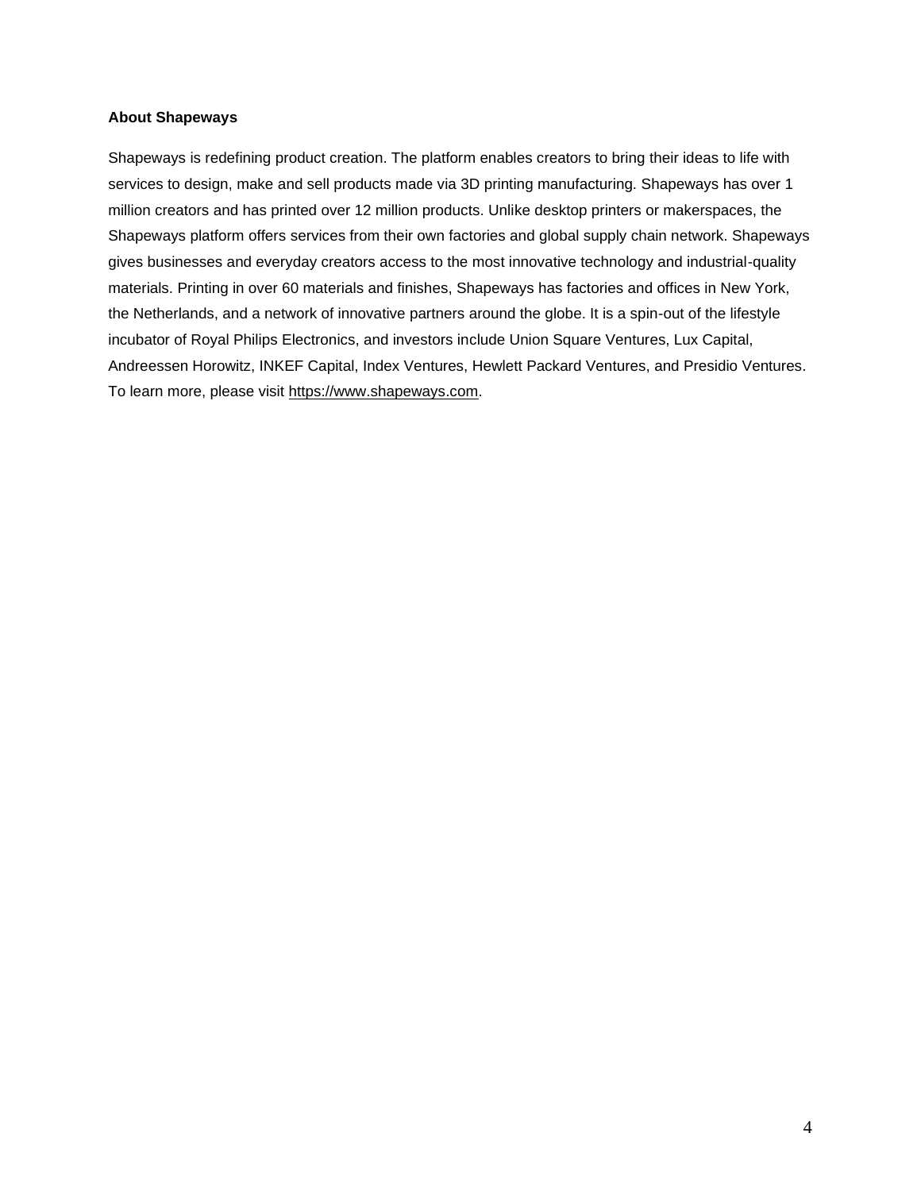**About Shapeways**

Shapeways is redefining product creation. The platform enables creators to bring their ideas to life with services to design, make and sell products made via 3D printing manufacturing. Shapeways has over 1 million creators and has printed over 12 million products. Unlike desktop printers or makerspaces, the Shapeways platform offers services from their own factories and global supply chain network. Shapeways gives businesses and everyday creators access to the most innovative technology and industrial-quality materials. Printing in over 60 materials and finishes, Shapeways has factories and offices in New York, the Netherlands, and a network of innovative partners around the globe. It is a spin-out of the lifestyle incubator of Royal Philips Electronics, and investors include Union Square Ventures, Lux Capital, Andreessen Horowitz, INKEF Capital, Index Ventures, Hewlett Packard Ventures, and Presidio Ventures. To learn more, please visit https://www.shapeways.com.